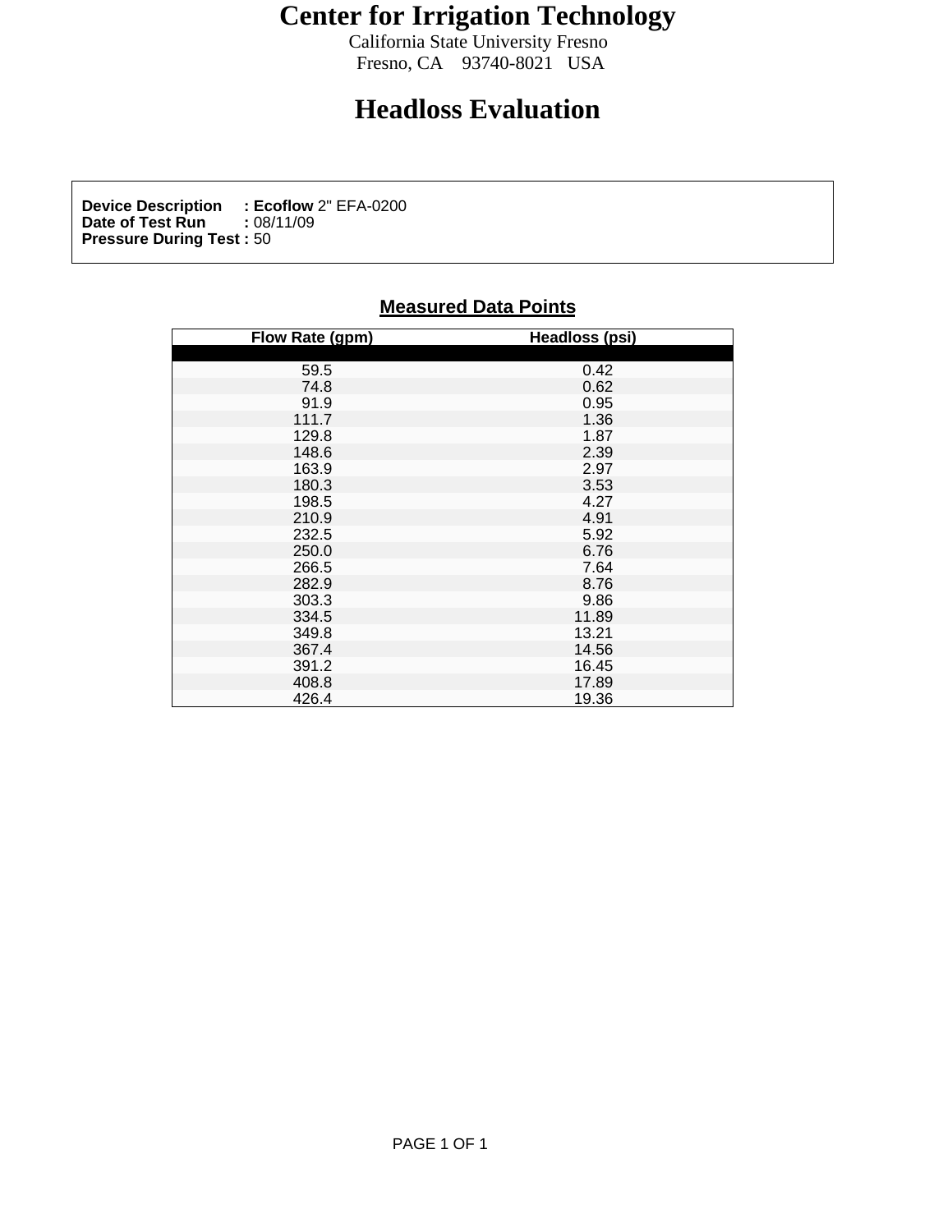# Center for Irrigation Technology

California State University Fresno
Fresno, CA 93740-8021 USA

# Headloss Evaluation

**Device Description** : **Ecoflow** 2" EFA-0200
**Date of Test Run** : 08/11/09
**Pressure During Test :** 50

## Measured Data Points

| Flow Rate (gpm) | Headloss (psi) |
|---|---|
| 59.5 | 0.42 |
| 74.8 | 0.62 |
| 91.9 | 0.95 |
| 111.7 | 1.36 |
| 129.8 | 1.87 |
| 148.6 | 2.39 |
| 163.9 | 2.97 |
| 180.3 | 3.53 |
| 198.5 | 4.27 |
| 210.9 | 4.91 |
| 232.5 | 5.92 |
| 250.0 | 6.76 |
| 266.5 | 7.64 |
| 282.9 | 8.76 |
| 303.3 | 9.86 |
| 334.5 | 11.89 |
| 349.8 | 13.21 |
| 367.4 | 14.56 |
| 391.2 | 16.45 |
| 408.8 | 17.89 |
| 426.4 | 19.36 |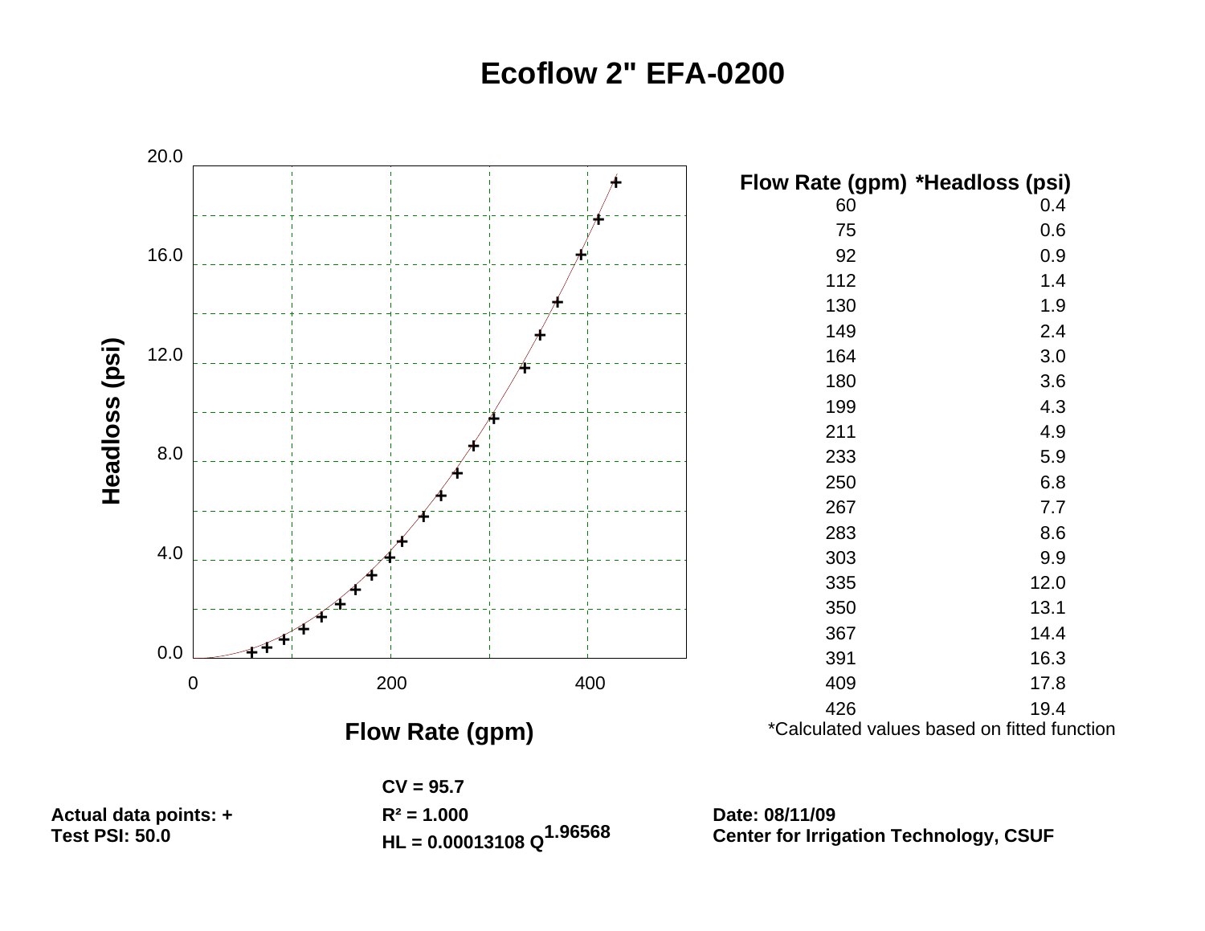# Ecoflow 2" EFA-0200

20.0
16.0
12.0
8.0
4.0
0.0

0
200
400

**Headloss (psi)**

**Flow Rate (gpm)**

| Flow Rate (gpm) | *Headloss (psi) |
|---|---|
| 60 | 0.4 |
| 75 | 0.6 |
| 92 | 0.9 |
| 112 | 1.4 |
| 130 | 1.9 |
| 149 | 2.4 |
| 164 | 3.0 |
| 180 | 3.6 |
| 199 | 4.3 |
| 211 | 4.9 |
| 233 | 5.9 |
| 250 | 6.8 |
| 267 | 7.7 |
| 283 | 8.6 |
| 303 | 9.9 |
| 335 | 12.0 |
| 350 | 13.1 |
| 367 | 14.4 |
| 391 | 16.3 |
| 409 | 17.8 |
| 426 | 19.4 |

*Calculated values based on fitted function

**Actual data points: +**
**Test PSI: 50.0**

**CV = 95.7**
**$R^2$ = 1.000**
**HL = $0.00013108\ Q^{1.96568}$**

**Date: 08/11/09**
**Center for Irrigation Technology, CSUF**